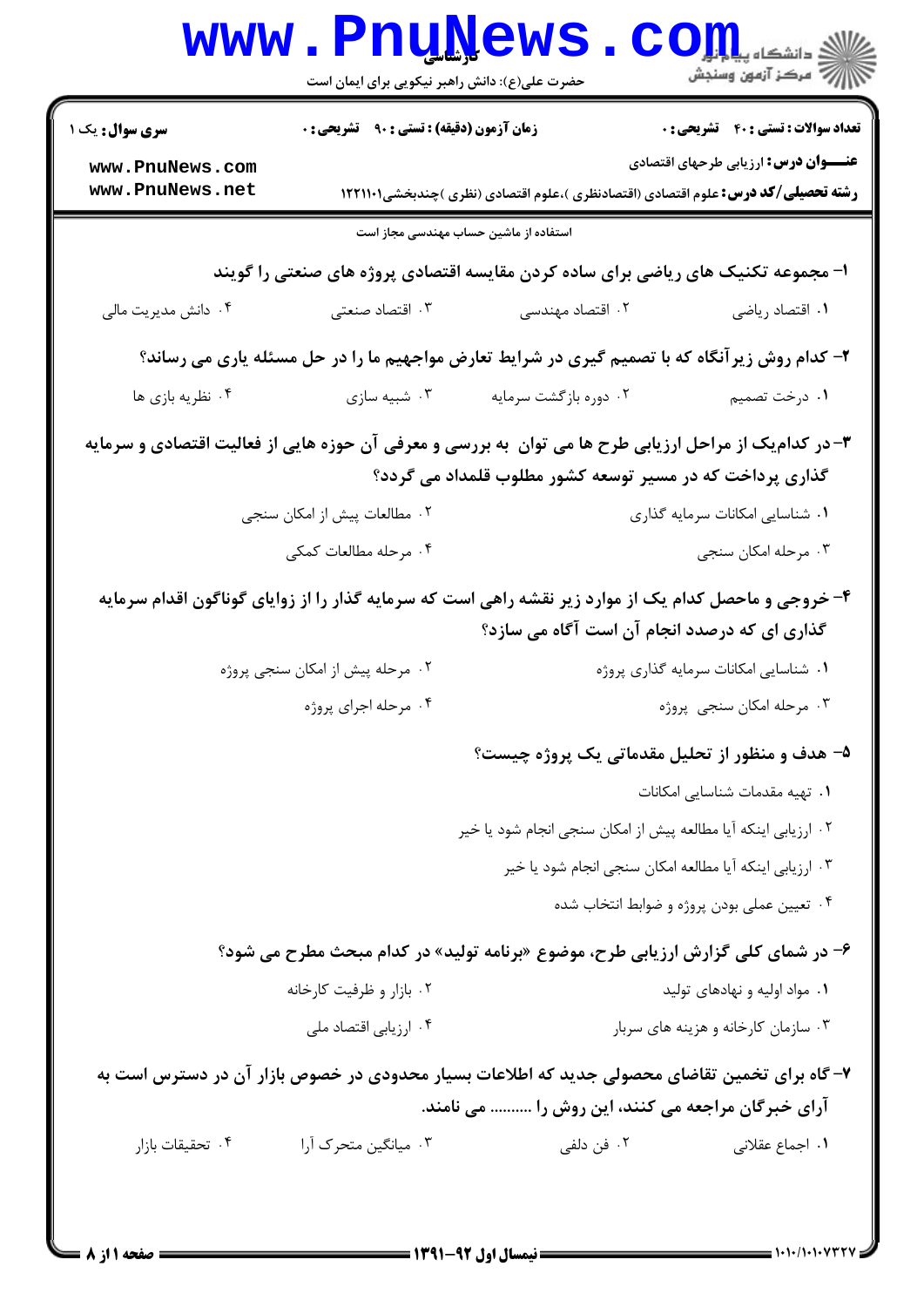**سری سوال:** یک ۱

**زمان آزمون (دقیقه) : تستی : ۹۰ تشریحی : ۰**

**تعداد سوالات : تستی : ۴۰ تشریحی : ۰**

**عنـــوان درس:** ارزیابی طرحهای اقتصادی

**رشته تحصیلی/کد درس:** علوم اقتصادی (اقتصادنظری )،علوم اقتصادی (نظری )چندبخشی۱۲۲۱۱۰۱

استفاده از ماشین حساب مهندسی مجاز است

**۱- مجموعه تکنیک های ریاضی برای ساده کردن مقایسه اقتصادی پروژه های صنعتی را گویند**

۱. اقتصاد ریاضی
۲. اقتصاد مهندسی
۳. اقتصاد صنعتی
۴. دانش مدیریت مالی

**۲- کدام روش زیرآنگاه که با تصمیم گیری در شرایط تعارض مواجهیم ما را در حل مسئله یاری می رساند؟**

۱. درخت تصمیم
۲. دوره بازگشت سرمایه
۳. شبیه سازی
۴. نظریه بازی ها

**۳- در کدامیک از مراحل ارزیابی طرح ها می توان به بررسی و معرفی آن حوزه هایی از فعالیت اقتصادی و سرمایه گذاری پرداخت که در مسیر توسعه کشور مطلوب قلمداد می گردد؟**

۱. شناسایی امکانات سرمایه گذاری
۲. مطالعات پیش از امکان سنجی
۳. مرحله امکان سنجی
۴. مرحله مطالعات کمکی

**۴- خروجی و ماحصل کدام یک از موارد زیر نقشه راهی است که سرمایه گذار را از زوایای گوناگون اقدام سرمایه گذاری ای که درصدد انجام آن است آگاه می سازد؟**

۱. شناسایی امکانات سرمایه گذاری پروژه
۲. مرحله پیش از امکان سنجی پروژه
۳. مرحله امکان سنجی پروژه
۴. مرحله اجرای پروژه

**۵- هدف و منظور از تحلیل مقدماتی یک پروژه چیست؟**

۱. تهیه مقدمات شناسایی امکانات
۲. ارزیابی اینکه آیا مطالعه پیش از امکان سنجی انجام شود یا خیر
۳. ارزیابی اینکه آیا مطالعه امکان سنجی انجام شود یا خیر
۴. تعیین عملی بودن پروژه و ضوابط انتخاب شده

**۶- در شمای کلی گزارش ارزیابی طرح، موضوع «برنامه تولید» در کدام مبحث مطرح می شود؟**

۱. مواد اولیه و نهادهای تولید
۲. بازار و ظرفیت کارخانه
۳. سازمان کارخانه و هزینه های سربار
۴. ارزیابی اقتصاد ملی

**۷- گاه برای تخمین تقاضای محصولی جدید که اطلاعات بسیار محدودی در خصوص بازار آن در دسترس است به آرای خبرگان مراجعه می کنند، این روش را .......... می نامند.**

۱. اجماع عقلانی
۲. فن دلفی
۳. میانگین متحرک آرا
۴. تحقیقات بازار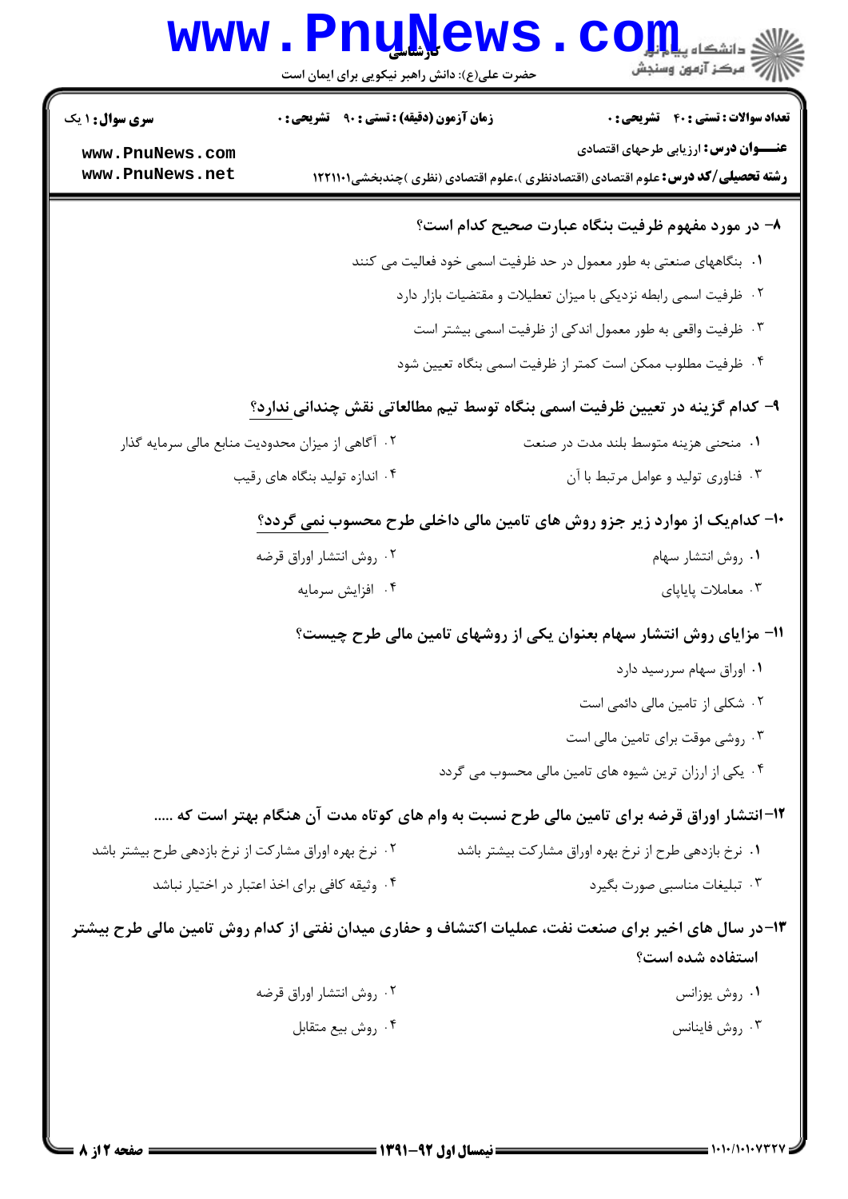۸- در مورد مفهوم ظرفیت بنگاه عبارت صحیح کدام است؟

۱. بنگاههای صنعتی به طور معمول در حد ظرفیت اسمی خود فعالیت می کنند

۲. ظرفیت اسمی رابطه نزدیکی با میزان تعطیلات و مقتضیات بازار دارد

۳. ظرفیت واقعی به طور معمول اندکی از ظرفیت اسمی بیشتر است

۴. ظرفیت مطلوب ممکن است کمتر از ظرفیت اسمی بنگاه تعیین شود

۹- کدام گزینه در تعیین ظرفیت اسمی بنگاه توسط تیم مطالعاتی نقش چندانی **ندارد**؟

۱. منحنی هزینه متوسط بلند مدت در صنعت

۲. آگاهی از میزان محدودیت منابع مالی سرمایه گذار

۳. فناوری تولید و عوامل مرتبط با آن

۴. اندازه تولید بنگاه های رقیب

۱۰- کدام‌یک از موارد زیر جزو روش های تامین مالی داخلی طرح محسوب **نمی گردد**؟

۱. روش انتشار سهام

۲. روش انتشار اوراق قرضه

۳. معاملات پایاپای

۴. افزایش سرمایه

۱۱- مزایای روش انتشار سهام بعنوان یکی از روشهای تامین مالی طرح چیست؟

۱. اوراق سهام سررسید دارد

۲. شکلی از تامین مالی دائمی است

۳. روشی موقت برای تامین مالی است

۴. یکی از ارزان ترین شیوه های تامین مالی محسوب می گردد

۱۲- انتشار اوراق قرضه برای تامین مالی طرح نسبت به وام های کوتاه مدت آن هنگام بهتر است که .....

۱. نرخ بازدهی طرح از نرخ بهره اوراق مشارکت بیشتر باشد

۲. نرخ بهره اوراق مشارکت از نرخ بازدهی طرح بیشتر باشد

۳. تبلیغات مناسبی صورت بگیرد

۴. وثیقه کافی برای اخذ اعتبار در اختیار نباشد

۱۳- در سال های اخیر برای صنعت نفت، عملیات اکتشاف و حفاری میدان نفتی از کدام روش تامین مالی طرح بیشتر استفاده شده است؟

۱. روش یوزانس

۲. روش انتشار اوراق قرضه

۳. روش فاینانس

۴. روش بیع متقابل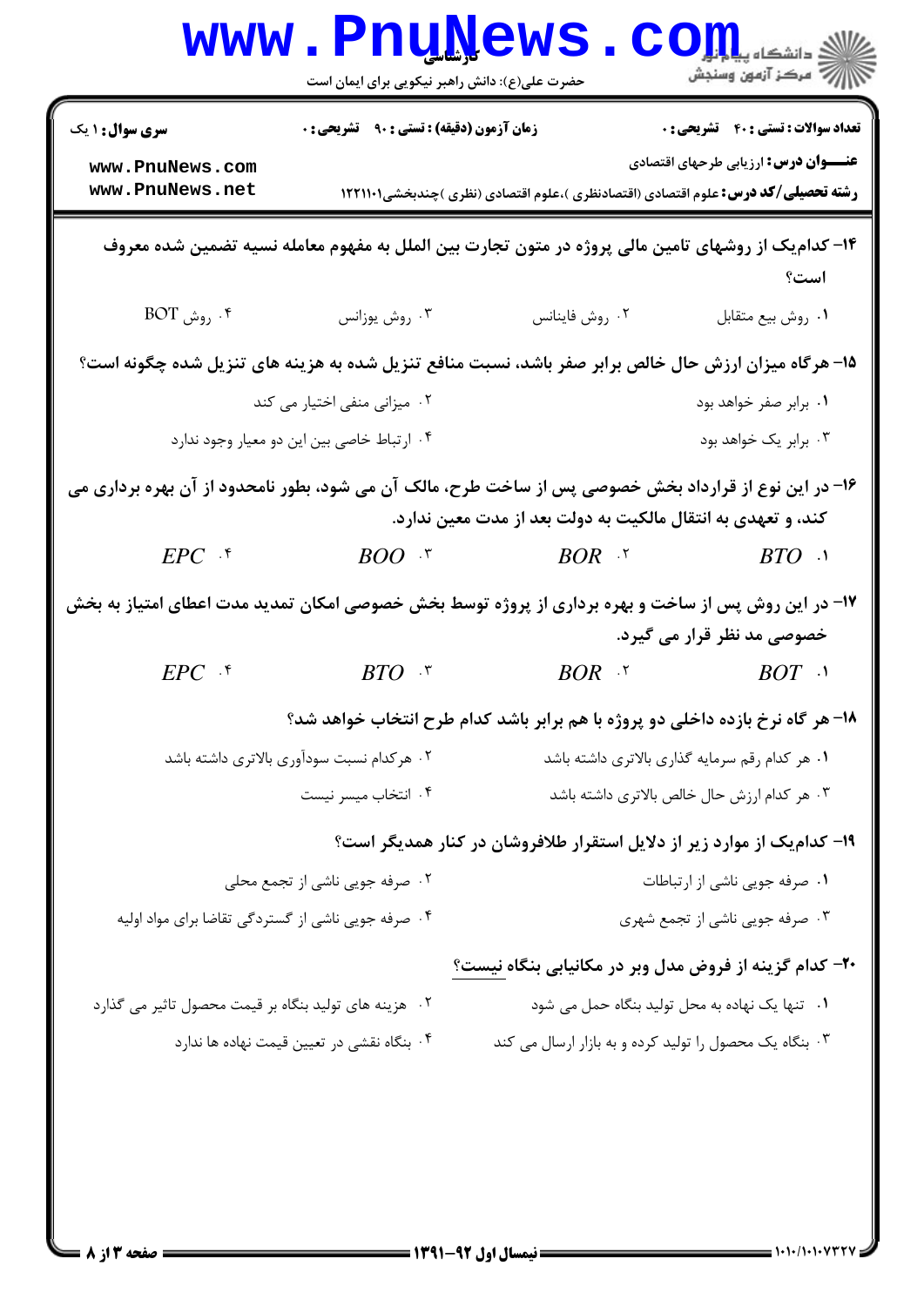**سری سوال:** ۱ یک

**زمان آزمون (دقیقه) : تستی :** ۹۰ **تشریحی :** ۰

**تعداد سوالات : تستی :** ۴۰ **تشریحی :** ۰

**عنـــوان درس:** ارزیابی طرحهای اقتصادی

**رشته تحصیلی/کد درس:** علوم اقتصادی (اقتصادنظری )،علوم اقتصادی (نظری )چندبخشی۱۲۲۱۱۰۱

۱۴- کدام‌یک از روشهای تامین مالی پروژه در متون تجارت بین الملل به مفهوم معامله نسیه تضمین شده معروف است؟

۱. روش بیع متقابل

۲. روش فاینانس

۳. روش یوزانس

۴. روش BOT

۱۵- هرگاه میزان ارزش حال خالص برابر صفر باشد، نسبت منافع تنزیل شده به هزینه های تنزیل شده چگونه است؟

۱. برابر صفر خواهد بود

۲. میزانی منفی اختیار می کند

۳. برابر یک خواهد بود

۴. ارتباط خاصی بین این دو معیار وجود ندارد

۱۶- در این نوع از قرارداد بخش خصوصی پس از ساخت طرح، مالک آن می شود، بطور نامحدود از آن بهره برداری می کند، و تعهدی به انتقال مالکیت به دولت بعد از مدت معین ندارد.

۱. $BTO$

۲. $BOR$

۳. $BOO$

۴. $EPC$

۱۷- در این روش پس از ساخت و بهره برداری از پروژه توسط بخش خصوصی امکان تمدید مدت اعطای امتیاز به بخش خصوصی مد نظر قرار می گیرد.

۱. $BOT$

۲. $BOR$

۳. $BTO$

۴. $EPC$

۱۸- هر گاه نرخ بازده داخلی دو پروژه با هم برابر باشد کدام طرح انتخاب خواهد شد؟

۱. هر کدام رقم سرمایه گذاری بالاتری داشته باشد

۲. هرکدام نسبت سودآوری بالاتری داشته باشد

۳. هر کدام ارزش حال خالص بالاتری داشته باشد

۴. انتخاب میسر نیست

۱۹- کدام‌یک از موارد زیر از دلایل استقرار طلافروشان در کنار همدیگر است؟

۱. صرفه جویی ناشی از ارتباطات

۲. صرفه جویی ناشی از تجمع محلی

۳. صرفه جویی ناشی از تجمع شهری

۴. صرفه جویی ناشی از گستردگی تقاضا برای مواد اولیه

۲۰- کدام گزینه از فروض مدل وبر در مکانیابی بنگاه نیست؟

۱. تنها یک نهاده به محل تولید بنگاه حمل می شود

۲. هزینه های تولید بنگاه بر قیمت محصول تاثیر می گذارد

۳. بنگاه یک محصول را تولید کرده و به بازار ارسال می کند

۴. بنگاه نقشی در تعیین قیمت نهاده ها ندارد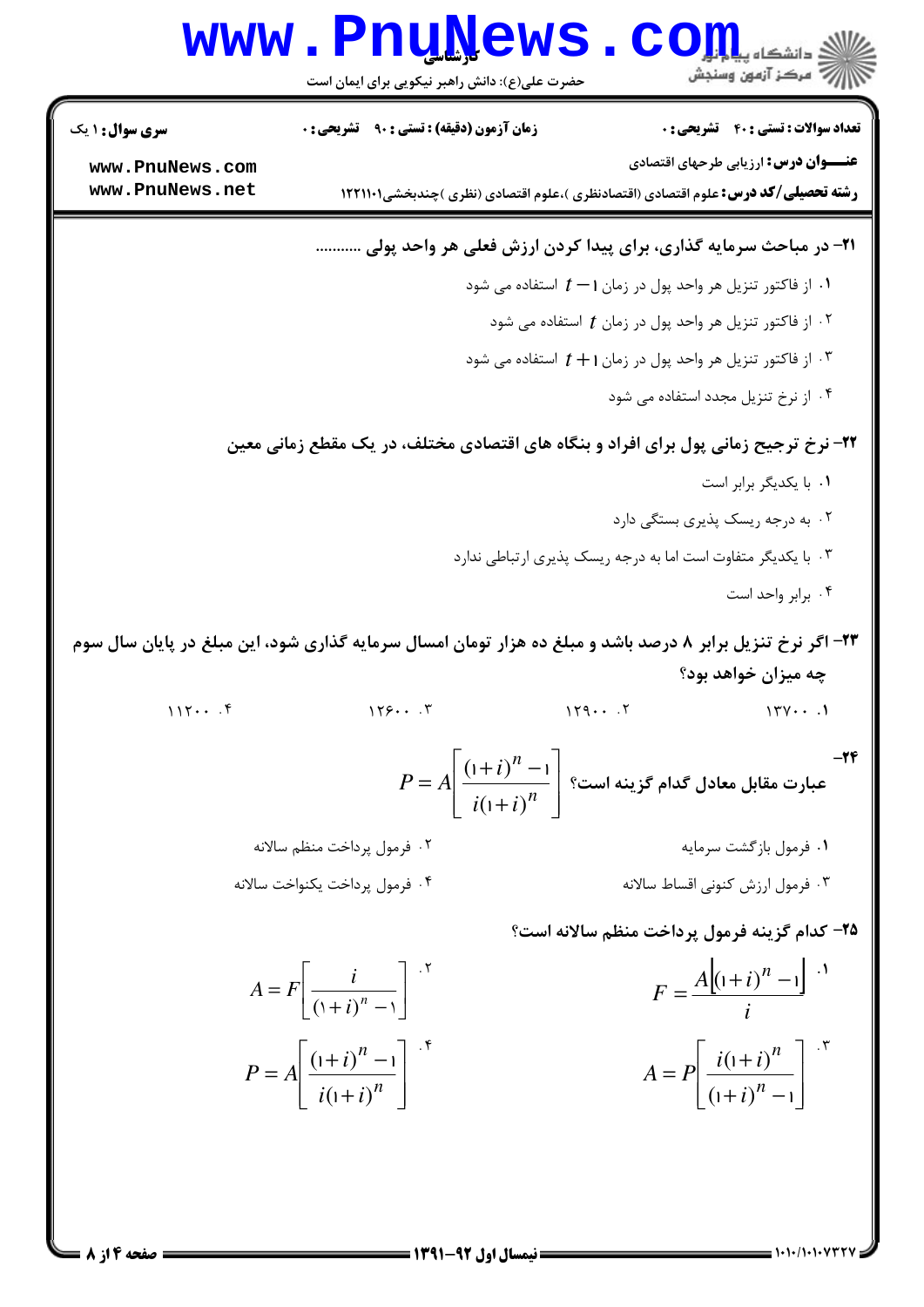**۲۱- در مباحث سرمایه گذاری، برای پیدا کردن ارزش فعلی هر واحد پولی ..........**

۱. از فاکتور تنزیل هر واحد پول در زمان $t-1$ استفاده می شود

۲. از فاکتور تنزیل هر واحد پول در زمان $t$ استفاده می شود

۳. از فاکتور تنزیل هر واحد پول در زمان $t+1$ استفاده می شود

۴. از نرخ تنزیل مجدد استفاده می شود

**۲۲- نرخ ترجیح زمانی پول برای افراد و بنگاه های اقتصادی مختلف، در یک مقطع زمانی معین**

۱. با یکدیگر برابر است

۲. به درجه ریسک پذیری بستگی دارد

۳. با یکدیگر متفاوت است اما به درجه ریسک پذیری ارتباطی ندارد

۴. برابر واحد است

**۲۳- اگر نرخ تنزیل برابر ۸ درصد باشد و مبلغ ده هزار تومان امسال سرمایه گذاری شود، این مبلغ در پایان سال سوم چه میزان خواهد بود؟**

۱. ۱۳۷۰۰ &emsp; ۲. ۱۲۹۰۰ &emsp; ۳. ۱۲۶۰۰ &emsp; ۴. ۱۱۲۰۰

**۲۴- عبارت مقابل معادل کدام گزینه است؟** $P = A\left[\dfrac{(1+i)^n - 1}{i(1+i)^n}\right]$

۱. فرمول بازگشت سرمایه &emsp; ۲. فرمول پرداخت منظم سالانه

۳. فرمول ارزش کنونی اقساط سالانه &emsp; ۴. فرمول پرداخت یکنواخت سالانه

**۲۵- کدام گزینه فرمول پرداخت منظم سالانه است؟**

۱. $F = \dfrac{A\left[(1+i)^n - 1\right]}{i}$ &emsp; ۲. $A = F\left[\dfrac{i}{(1+i)^n - 1}\right]$

۳. $A = P\left[\dfrac{i(1+i)^n}{(1+i)^n - 1}\right]$ &emsp; ۴. $P = A\left[\dfrac{(1+i)^n - 1}{i(1+i)^n}\right]$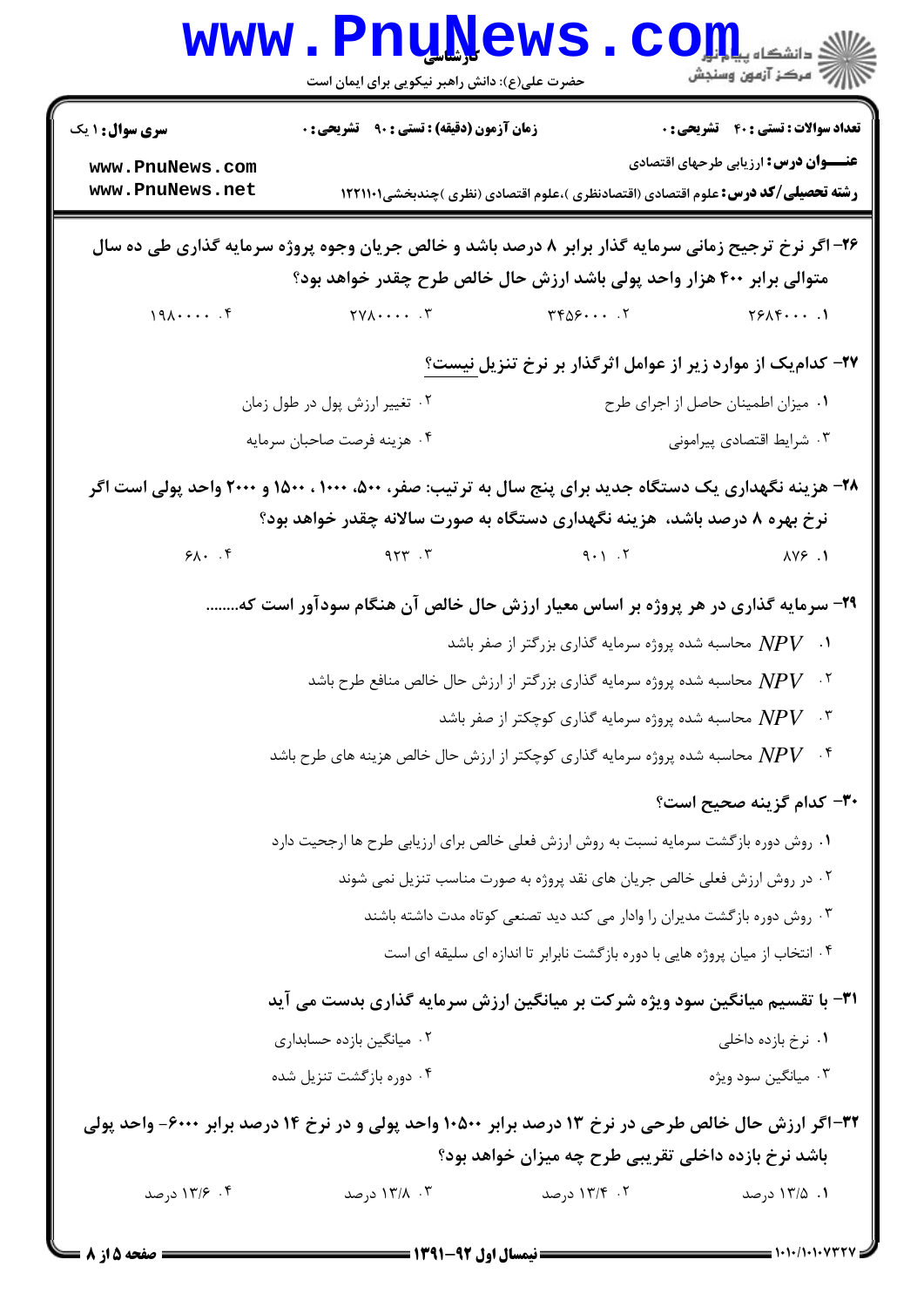۲۶- اگر نرخ ترجیح زمانی سرمایه گذار برابر ۸ درصد باشد و خالص جریان وجوه پروژه سرمایه گذاری طی ده سال متوالی برابر ۴۰۰ هزار واحد پولی باشد ارزش حال خالص طرح چقدر خواهد بود؟

۱. ۲۶۸۴۰۰۰
۲. ۳۴۵۶۰۰۰
۳. ۲۷۸۰۰۰۰
۴. ۱۹۸۰۰۰۰

۲۷- کدام‌یک از موارد زیر از عوامل اثرگذار بر نرخ تنزیل نیست؟

۱. میزان اطمینان حاصل از اجرای طرح
۲. تغییر ارزش پول در طول زمان
۳. شرایط اقتصادی پیرامونی
۴. هزینه فرصت صاحبان سرمایه

۲۸- هزینه نگهداری یک دستگاه جدید برای پنج سال به ترتیب: صفر، ۵۰۰، ۱۰۰۰ ، ۱۵۰۰ و ۲۰۰۰ واحد پولی است اگر نرخ بهره ۸ درصد باشد، هزینه نگهداری دستگاه به صورت سالانه چقدر خواهد بود؟

۱. ۸۷۶
۲. ۹۰۱
۳. ۹۲۳
۴. ۶۸۰

۲۹- سرمایه گذاری در هر پروژه بر اساس معیار ارزش حال خالص آن هنگام سودآور است که........

۱. $NPV$ محاسبه شده پروژه سرمایه گذاری بزرگتر از صفر باشد
۲. $NPV$ محاسبه شده پروژه سرمایه گذاری بزرگتر از ارزش حال خالص منافع طرح باشد
۳. $NPV$ محاسبه شده پروژه سرمایه گذاری کوچکتر از صفر باشد
۴. $NPV$ محاسبه شده پروژه سرمایه گذاری کوچکتر از ارزش حال خالص هزینه های طرح باشد

۳۰- کدام گزینه صحیح است؟

۱. روش دوره بازگشت سرمایه نسبت به روش ارزش فعلی خالص برای ارزیابی طرح ها ارجحیت دارد
۲. در روش ارزش فعلی خالص جریان های نقد پروژه به صورت مناسب تنزیل نمی شوند
۳. روش دوره بازگشت مدیران را وادار می کند دید تصنعی کوتاه مدت داشته باشند
۴. انتخاب از میان پروژه هایی با دوره بازگشت نابرابر تا اندازه ای سلیقه ای است

۳۱- با تقسیم میانگین سود ویژه شرکت بر میانگین ارزش سرمایه گذاری بدست می آید

۱. نرخ بازده داخلی
۲. میانگین بازده حسابداری
۳. میانگین سود ویژه
۴. دوره بازگشت تنزیل شده

۳۲- اگر ارزش حال خالص طرحی در نرخ ۱۳ درصد برابر ۱۰۵۰۰ واحد پولی و در نرخ ۱۴ درصد برابر ۶۰۰۰- واحد پولی باشد نرخ بازده داخلی تقریبی طرح چه میزان خواهد بود؟

۱. ۱۳/۵ درصد
۲. ۱۳/۴ درصد
۳. ۱۳/۸ درصد
۴. ۱۳/۶ درصد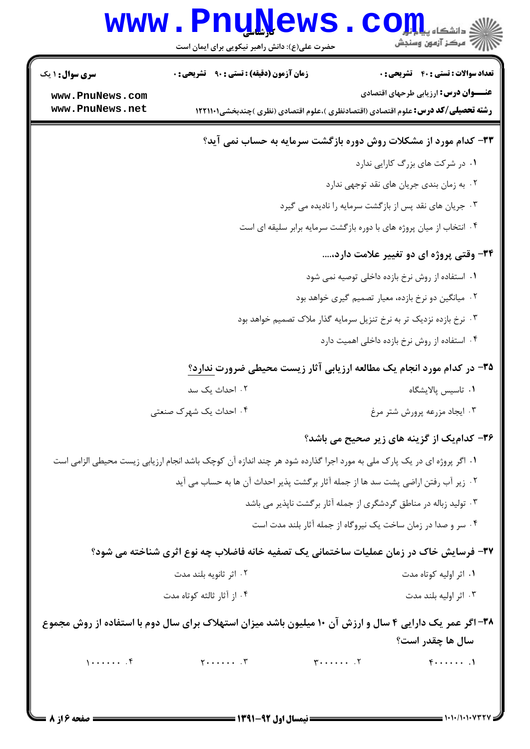۳۳- کدام مورد از مشکلات روش دوره بازگشت سرمایه به حساب نمی آید؟

۱. در شرکت های بزرگ کارایی ندارد

۲. به زمان بندی جریان های نقد توجهی ندارد

۳. جریان های نقد پس از بازگشت سرمایه را نادیده می گیرد

۴. انتخاب از میان پروژه های با دوره بازگشت سرمایه برابر سلیقه ای است

۳۴- وقتی پروژه ای دو تغییر علامت دارد،....

۱. استفاده از روش نرخ بازده داخلی توصیه نمی شود

۲. میانگین دو نرخ بازده، معیار تصمیم گیری خواهد بود

۳. نرخ بازده نزدیک تر به نرخ تنزیل سرمایه گذار ملاک تصمیم خواهد بود

۴. استفاده از روش نرخ بازده داخلی اهمیت دارد

۳۵- در کدام مورد انجام یک مطالعه ارزیابی آثار زیست محیطی ضرورت ندارد؟

۱. تاسیس پالایشگاه

۲. احداث یک سد

۳. ایجاد مزرعه پرورش شتر مرغ

۴. احداث یک شهرک صنعتی

۳۶- کدام‌یک از گزینه های زیر صحیح می باشد؟

۱. اگر پروژه ای در یک پارک ملی به مورد اجرا گذارده شود هر چند اندازه آن کوچک باشد انجام ارزیابی زیست محیطی الزامی است

۲. زیر آب رفتن اراضی پشت سد ها از جمله آثار برگشت پذیر احداث آن ها به حساب می آید

۳. تولید زباله در مناطق گردشگری از جمله آثار برگشت ناپذیر می باشد

۴. سر و صدا در زمان ساخت یک نیروگاه از جمله آثار بلند مدت است

۳۷- فرسایش خاک در زمان عملیات ساختمانی یک تصفیه خانه فاضلاب چه نوع اثری شناخته می شود؟

۱. اثر اولیه کوتاه مدت

۲. اثر ثانویه بلند مدت

۳. اثر اولیه بلند مدت

۴. از آثار ثالثه کوتاه مدت

۳۸- اگر عمر یک دارایی ۴ سال و ارزش آن ۱۰ میلیون باشد میزان استهلاک برای سال دوم با استفاده از روش مجموع سال ها چقدر است؟

۱. ۴۰۰۰۰۰۰

۲. ۳۰۰۰۰۰۰

۳. ۲۰۰۰۰۰۰

۴. ۱۰۰۰۰۰۰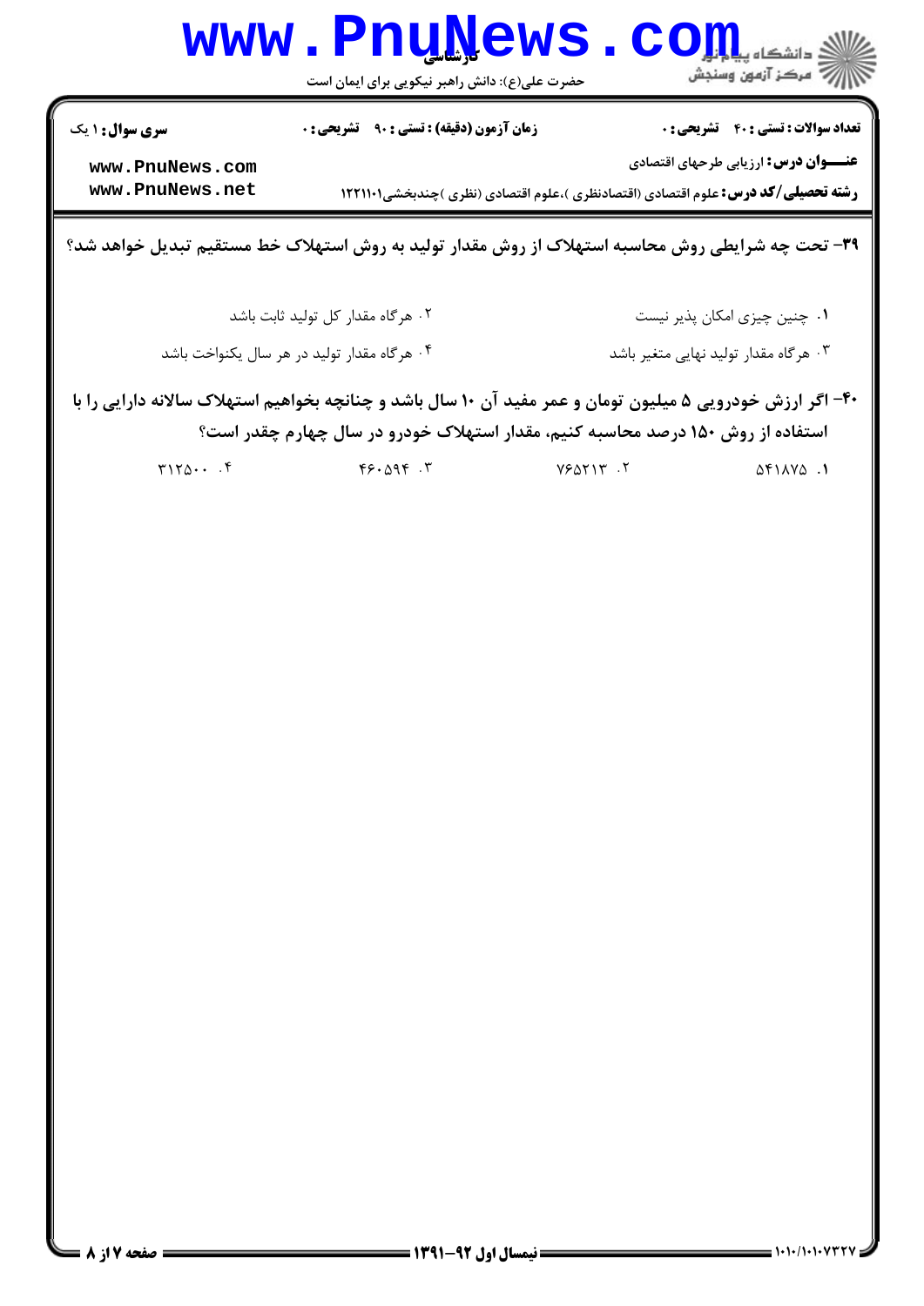**۳۹- تحت چه شرایطی روش محاسبه استهلاک از روش مقدار تولید به روش استهلاک خط مستقیم تبدیل خواهد شد؟**

۱. چنین چیزی امکان پذیر نیست

۲. هرگاه مقدار کل تولید ثابت باشد

۳. هرگاه مقدار تولید نهایی متغیر باشد

۴. هرگاه مقدار تولید در هر سال یکنواخت باشد

**۴۰- اگر ارزش خودرویی ۵ میلیون تومان و عمر مفید آن ۱۰ سال باشد و چنانچه بخواهیم استهلاک سالانه دارایی را با استفاده از روش ۱۵۰ درصد محاسبه کنیم، مقدار استهلاک خودرو در سال چهارم چقدر است؟**

۱. ۵۴۱۸۷۵

۲. ۷۶۵۲۱۳

۳. ۴۶۰۵۹۴

۴. ۳۱۲۵۰۰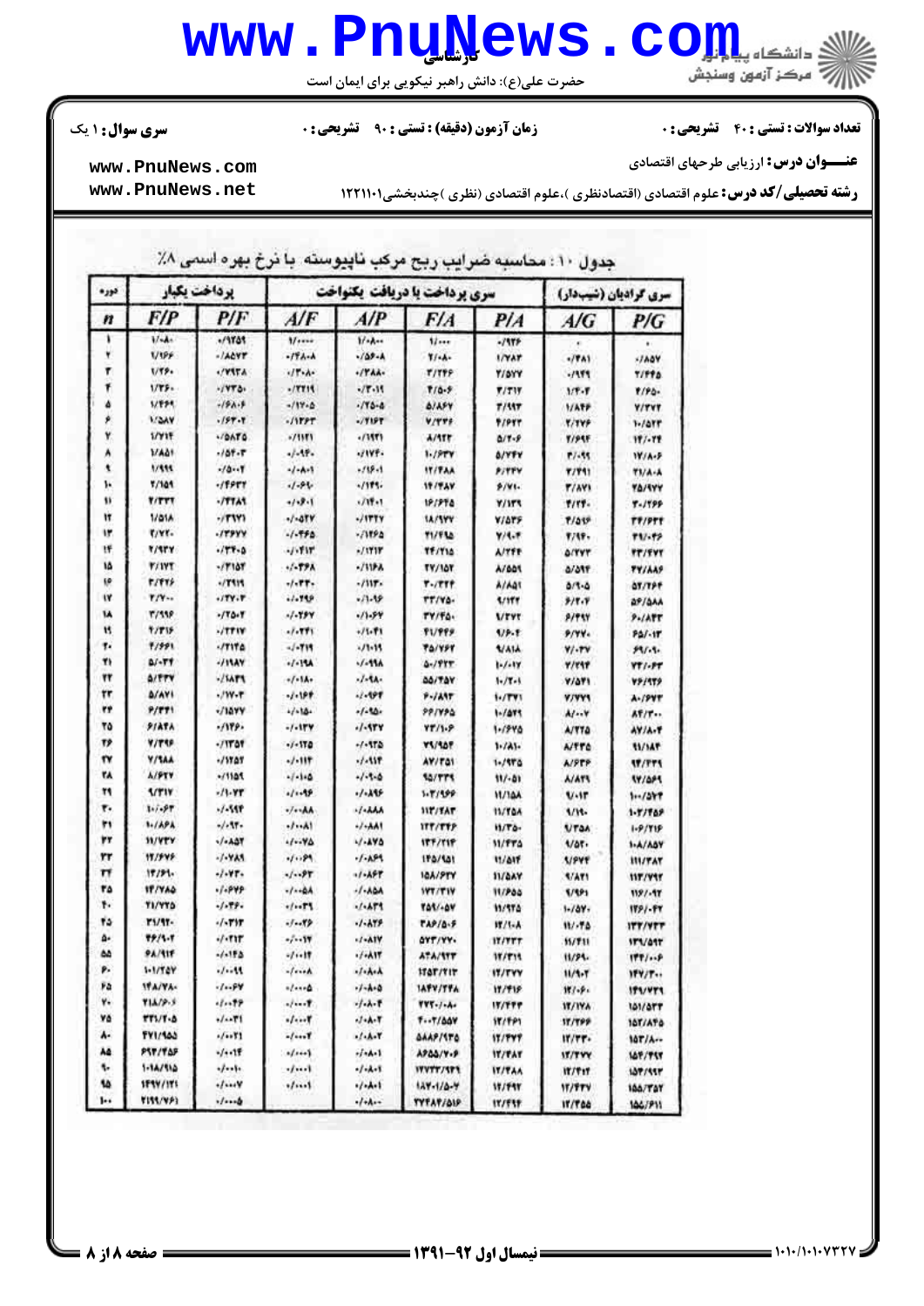جدول ۱۰: محاسبه ضرایب ربح مرکب ناپیوسته با نرخ بهره اسمی ۸٪

| دوره | پرداخت یکبار | | سری پرداخت یا دریافت یکنواخت | | | | سری گرادیان (شیب‌دار) | |
|---|---|---|---|---|---|---|---|---|
| $n$ | $F/P$ | $P/F$ | $A/F$ | $A/P$ | $F/A$ | $P/A$ | $A/G$ | $P/G$ |
| ۱ | ۱/۰۸۰ | ۰/۹۲۵۹ | ۱/۰۰۰۰ | ۱/۰۸۰۰ | ۱/۰۰۰ | ۰/۹۲۶ | ۰ | ۰ |
| ۲ | ۱/۱۶۶ | ۰/۸۵۷۳ | ۰/۴۸۰۸ | ۰/۵۶۰۸ | ۲/۰۸۰ | ۱/۷۸۳ | ۰/۴۸۱ | ۰/۸۵۷ |
| ۳ | ۱/۲۶۰ | ۰/۷۹۳۸ | ۰/۳۰۸۰ | ۰/۳۸۸۰ | ۳/۲۴۶ | ۲/۵۷۷ | ۰/۹۴۹ | ۲/۴۴۵ |
| ۴ | ۱/۳۶۰ | ۰/۷۳۵۰ | ۰/۲۲۱۹ | ۰/۳۰۱۹ | ۴/۵۰۶ | ۳/۳۱۲ | ۱/۴۰۴ | ۴/۶۵۰ |
| ۵ | ۱/۴۶۹ | ۰/۶۸۰۶ | ۰/۱۷۰۵ | ۰/۲۵۰۵ | ۵/۸۶۷ | ۳/۹۹۳ | ۱/۸۴۶ | ۷/۳۷۲ |
| ۶ | ۱/۵۸۷ | ۰/۶۳۰۲ | ۰/۱۳۶۳ | ۰/۲۱۶۳ | ۷/۳۳۶ | ۴/۶۲۳ | ۲/۲۷۶ | ۱۰/۵۲۳ |
| ۷ | ۱/۷۱۴ | ۰/۵۸۳۵ | ۰/۱۱۲۱ | ۰/۱۹۲۱ | ۸/۹۲۳ | ۵/۲۰۶ | ۲/۶۹۴ | ۱۴/۰۲۴ |
| ۸ | ۱/۸۵۱ | ۰/۵۴۰۳ | ۰/۰۹۴۰ | ۰/۱۷۴۰ | ۱۰/۶۳۷ | ۵/۷۴۷ | ۳/۰۹۹ | ۱۷/۸۰۶ |
| ۹ | ۱/۹۹۹ | ۰/۵۰۰۲ | ۰/۰۸۰۱ | ۰/۱۶۰۱ | ۱۲/۴۸۸ | ۶/۲۴۷ | ۳/۴۹۱ | ۲۱/۸۰۸ |
| ۱۰ | ۲/۱۵۹ | ۰/۴۶۳۲ | ۰/۰۶۹۰ | ۰/۱۴۹۰ | ۱۴/۴۸۷ | ۶/۷۱۰ | ۳/۸۷۱ | ۲۵/۹۷۷ |
| ۱۱ | ۲/۳۳۲ | ۰/۴۲۸۹ | ۰/۰۶۰۱ | ۰/۱۴۰۱ | ۱۶/۶۴۵ | ۷/۱۳۹ | ۴/۲۴۰ | ۳۰/۲۶۶ |
| ۱۲ | ۲/۵۱۸ | ۰/۳۹۷۱ | ۰/۰۵۲۷ | ۰/۱۳۲۷ | ۱۸/۹۷۷ | ۷/۵۳۶ | ۴/۵۹۶ | ۳۴/۶۳۴ |
| ۱۳ | ۲/۷۲۰ | ۰/۳۶۷۷ | ۰/۰۴۶۵ | ۰/۱۲۶۵ | ۲۱/۴۹۵ | ۷/۹۰۴ | ۴/۹۴۰ | ۳۹/۰۴۶ |
| ۱۴ | ۲/۹۳۷ | ۰/۳۴۰۵ | ۰/۰۴۱۳ | ۰/۱۲۱۳ | ۲۴/۲۱۵ | ۸/۲۴۴ | ۵/۲۷۳ | ۴۳/۴۷۲ |
| ۱۵ | ۳/۱۷۲ | ۰/۳۱۵۲ | ۰/۰۳۶۸ | ۰/۱۱۶۸ | ۲۷/۱۵۲ | ۸/۵۵۹ | ۵/۵۹۴ | ۴۷/۸۸۶ |
| ۱۶ | ۳/۴۲۶ | ۰/۲۹۱۹ | ۰/۰۳۳۰ | ۰/۱۱۳۰ | ۳۰/۳۲۴ | ۸/۸۵۱ | ۵/۹۰۵ | ۵۲/۲۶۴ |
| ۱۷ | ۳/۷۰۰ | ۰/۲۷۰۳ | ۰/۰۲۹۶ | ۰/۱۰۹۶ | ۳۳/۷۵۰ | ۹/۱۲۲ | ۶/۲۰۴ | ۵۶/۵۸۸ |
| ۱۸ | ۳/۹۹۶ | ۰/۲۵۰۲ | ۰/۰۲۶۷ | ۰/۱۰۶۷ | ۳۷/۴۵۰ | ۹/۳۷۲ | ۶/۴۹۲ | ۶۰/۸۴۳ |
| ۱۹ | ۴/۳۱۶ | ۰/۲۳۱۷ | ۰/۰۲۴۱ | ۰/۱۰۴۱ | ۴۱/۴۴۶ | ۹/۶۰۴ | ۶/۷۷۰ | ۶۵/۰۱۳ |
| ۲۰ | ۴/۶۶۱ | ۰/۲۱۴۵ | ۰/۰۲۱۹ | ۰/۱۰۱۹ | ۴۵/۷۶۲ | ۹/۸۱۸ | ۷/۰۳۷ | ۶۹/۰۹۰ |
| ۲۱ | ۵/۰۳۴ | ۰/۱۹۸۷ | ۰/۰۱۹۸ | ۰/۰۹۹۸ | ۵۰/۴۲۳ | ۱۰/۰۱۷ | ۷/۲۹۴ | ۷۳/۰۶۳ |
| ۲۲ | ۵/۴۳۷ | ۰/۱۸۳۹ | ۰/۰۱۸۰ | ۰/۰۹۸۰ | ۵۵/۴۵۷ | ۱۰/۲۰۱ | ۷/۵۴۱ | ۷۶/۹۲۶ |
| ۲۳ | ۵/۸۷۱ | ۰/۱۷۰۳ | ۰/۰۱۶۴ | ۰/۰۹۶۴ | ۶۰/۸۹۳ | ۱۰/۳۷۱ | ۷/۷۷۹ | ۸۰/۶۷۳ |
| ۲۴ | ۶/۳۴۱ | ۰/۱۵۷۷ | ۰/۰۱۵۰ | ۰/۰۹۵۰ | ۶۶/۷۶۵ | ۱۰/۵۲۹ | ۸/۰۰۷ | ۸۴/۳۰۰ |
| ۲۵ | ۶/۸۴۸ | ۰/۱۴۶۰ | ۰/۰۱۳۷ | ۰/۰۹۳۷ | ۷۳/۱۰۶ | ۱۰/۶۷۵ | ۸/۲۲۵ | ۸۷/۸۰۴ |
| ۲۶ | ۷/۳۹۶ | ۰/۱۳۵۲ | ۰/۰۱۲۵ | ۰/۰۹۲۵ | ۷۹/۹۵۴ | ۱۰/۸۱۰ | ۸/۴۳۵ | ۹۱/۱۸۴ |
| ۲۷ | ۷/۹۸۸ | ۰/۱۲۵۲ | ۰/۰۱۱۴ | ۰/۰۹۱۴ | ۸۷/۳۵۱ | ۱۰/۹۳۵ | ۸/۶۳۶ | ۹۴/۴۳۹ |
| ۲۸ | ۸/۶۲۷ | ۰/۱۱۵۹ | ۰/۰۱۰۵ | ۰/۰۹۰۵ | ۹۵/۳۳۹ | ۱۱/۰۵۱ | ۸/۸۲۹ | ۹۷/۵۶۹ |
| ۲۹ | ۹/۳۱۷ | ۰/۱۰۷۳ | ۰/۰۰۹۶ | ۰/۰۸۹۶ | ۱۰۳/۹۶۶ | ۱۱/۱۵۸ | ۹/۰۱۳ | ۱۰۰/۵۷۴ |
| ۳۰ | ۱۰/۰۶۳ | ۰/۰۹۹۴ | ۰/۰۰۸۸ | ۰/۰۸۸۸ | ۱۱۳/۲۸۳ | ۱۱/۲۵۸ | ۹/۱۹۰ | ۱۰۳/۴۵۶ |
| ۳۱ | ۱۰/۸۶۸ | ۰/۰۹۲۰ | ۰/۰۰۸۱ | ۰/۰۸۸۱ | ۱۲۳/۳۴۶ | ۱۱/۳۵۰ | ۹/۳۵۸ | ۱۰۶/۲۱۶ |
| ۳۲ | ۱۱/۷۳۷ | ۰/۰۸۵۲ | ۰/۰۰۷۵ | ۰/۰۸۷۵ | ۱۳۴/۲۱۴ | ۱۱/۴۳۵ | ۹/۵۲۰ | ۱۰۸/۸۵۷ |
| ۳۳ | ۱۲/۶۷۶ | ۰/۰۷۸۹ | ۰/۰۰۶۹ | ۰/۰۸۶۹ | ۱۴۵/۹۵۱ | ۱۱/۵۱۴ | ۹/۶۷۴ | ۱۱۱/۳۸۲ |
| ۳۴ | ۱۳/۶۹۰ | ۰/۰۷۳۰ | ۰/۰۰۶۳ | ۰/۰۸۶۳ | ۱۵۸/۶۲۷ | ۱۱/۵۸۷ | ۹/۸۲۱ | ۱۱۳/۷۹۲ |
| ۳۵ | ۱۴/۷۸۵ | ۰/۰۶۷۶ | ۰/۰۰۵۸ | ۰/۰۸۵۸ | ۱۷۲/۳۱۷ | ۱۱/۶۵۵ | ۹/۹۶۱ | ۱۱۶/۰۹۲ |
| ۴۰ | ۲۱/۷۲۵ | ۰/۰۴۶۰ | ۰/۰۰۳۹ | ۰/۰۸۳۹ | ۲۵۹/۰۵۷ | ۱۱/۹۲۵ | ۱۰/۵۷۰ | ۱۲۶/۰۴۲ |
| ۴۵ | ۳۱/۹۲۰ | ۰/۰۳۱۳ | ۰/۰۰۲۶ | ۰/۰۸۲۶ | ۳۸۶/۵۰۶ | ۱۲/۱۰۸ | ۱۱/۰۴۵ | ۱۳۳/۷۳۳ |
| ۵۰ | ۴۶/۹۰۲ | ۰/۰۲۱۳ | ۰/۰۰۱۷ | ۰/۰۸۱۷ | ۵۷۳/۷۷۰ | ۱۲/۲۳۳ | ۱۱/۴۱۱ | ۱۳۹/۵۹۳ |
| ۵۵ | ۶۸/۹۱۴ | ۰/۰۱۴۵ | ۰/۰۰۱۲ | ۰/۰۸۱۲ | ۸۴۸/۹۲۳ | ۱۲/۳۱۹ | ۱۱/۶۹۰ | ۱۴۴/۰۰۶ |
| ۶۰ | ۱۰۱/۲۵۷ | ۰/۰۰۹۹ | ۰/۰۰۰۸ | ۰/۰۸۰۸ | ۱۲۵۳/۲۱۳ | ۱۲/۳۷۷ | ۱۱/۹۰۲ | ۱۴۷/۳۰۰ |
| ۶۵ | ۱۴۸/۷۸۰ | ۰/۰۰۶۷ | ۰/۰۰۰۵ | ۰/۰۸۰۵ | ۱۸۴۷/۲۴۸ | ۱۲/۴۱۶ | ۱۲/۰۶۰ | ۱۴۹/۷۳۹ |
| ۷۰ | ۲۱۸/۶۰۶ | ۰/۰۰۴۶ | ۰/۰۰۰۴ | ۰/۰۸۰۴ | ۲۷۲۰/۰۸۰ | ۱۲/۴۴۳ | ۱۲/۱۷۸ | ۱۵۱/۵۳۳ |
| ۷۵ | ۳۲۱/۲۰۵ | ۰/۰۰۳۱ | ۰/۰۰۰۲ | ۰/۰۸۰۲ | ۴۰۰۲/۵۵۷ | ۱۲/۴۶۱ | ۱۲/۲۶۶ | ۱۵۲/۸۴۵ |
| ۸۰ | ۴۷۱/۹۵۵ | ۰/۰۰۲۱ | ۰/۰۰۰۲ | ۰/۰۸۰۲ | ۵۸۸۶/۹۳۵ | ۱۲/۴۷۴ | ۱۲/۳۳۰ | ۱۵۳/۸۰۰ |
| ۸۵ | ۶۹۳/۴۵۶ | ۰/۰۰۱۴ | ۰/۰۰۰۱ | ۰/۰۸۰۱ | ۸۶۵۵/۷۰۶ | ۱۲/۴۸۲ | ۱۲/۳۷۷ | ۱۵۴/۴۹۲ |
| ۹۰ | ۱۰۱۸/۹۱۵ | ۰/۰۰۱۰ | ۰/۰۰۰۱ | ۰/۰۸۰۱ | ۱۲۷۲۳/۹۳۹ | ۱۲/۴۸۸ | ۱۲/۴۱۲ | ۱۵۴/۹۹۳ |
| ۹۵ | ۱۴۹۷/۱۲۱ | ۰/۰۰۰۷ | ۰/۰۰۰۱ | ۰/۰۸۰۱ | ۱۸۷۰۱/۵۰۷ | ۱۲/۴۹۲ | ۱۲/۴۳۷ | ۱۵۵/۳۵۲ |
| ۱۰۰ | ۲۱۹۹/۷۶۱ | ۰/۰۰۰۵ | ۰/۰۰۰۰ | ۰/۰۸۰۰ | ۲۷۴۸۴/۵۱۶ | ۱۲/۴۹۴ | ۱۲/۴۵۵ | ۱۵۵/۶۱۱ |